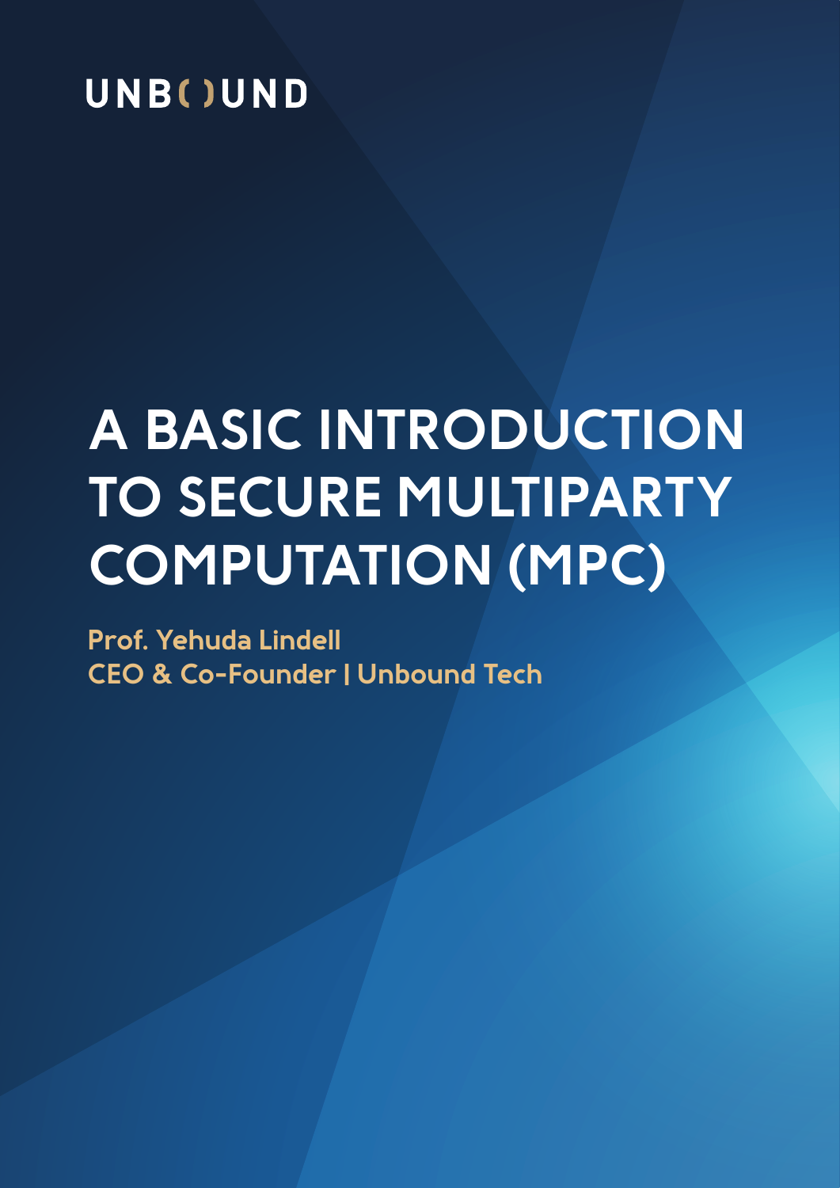UNBOUND

# A BASIC INTRODUCTION TO SECURE MULTIPARTY COMPUTATION (MPC)

**Prof. Yehuda Lindell**
**CEO & Co-Founder | Unbound Tech**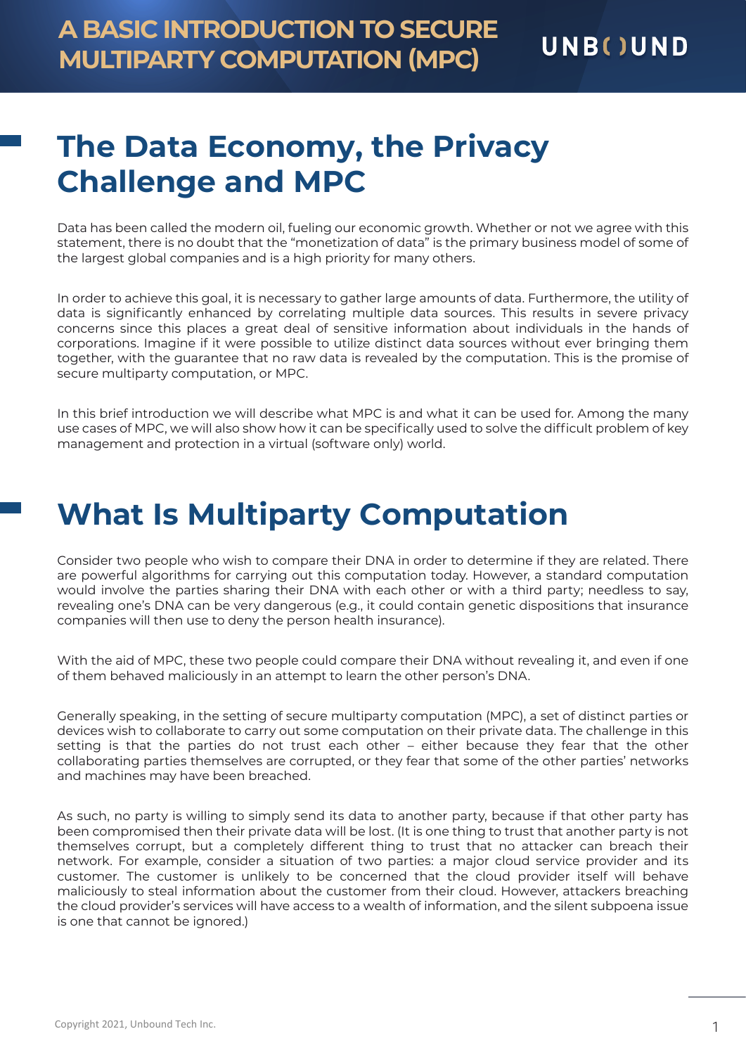# The Data Economy, the Privacy Challenge and MPC

Data has been called the modern oil, fueling our economic growth. Whether or not we agree with this statement, there is no doubt that the "monetization of data" is the primary business model of some of the largest global companies and is a high priority for many others.

In order to achieve this goal, it is necessary to gather large amounts of data. Furthermore, the utility of data is significantly enhanced by correlating multiple data sources. This results in severe privacy concerns since this places a great deal of sensitive information about individuals in the hands of corporations. Imagine if it were possible to utilize distinct data sources without ever bringing them together, with the guarantee that no raw data is revealed by the computation. This is the promise of secure multiparty computation, or MPC.

In this brief introduction we will describe what MPC is and what it can be used for. Among the many use cases of MPC, we will also show how it can be specifically used to solve the difficult problem of key management and protection in a virtual (software only) world.

# What Is Multiparty Computation

Consider two people who wish to compare their DNA in order to determine if they are related. There are powerful algorithms for carrying out this computation today. However, a standard computation would involve the parties sharing their DNA with each other or with a third party; needless to say, revealing one's DNA can be very dangerous (e.g., it could contain genetic dispositions that insurance companies will then use to deny the person health insurance).

With the aid of MPC, these two people could compare their DNA without revealing it, and even if one of them behaved maliciously in an attempt to learn the other person's DNA.

Generally speaking, in the setting of secure multiparty computation (MPC), a set of distinct parties or devices wish to collaborate to carry out some computation on their private data. The challenge in this setting is that the parties do not trust each other – either because they fear that the other collaborating parties themselves are corrupted, or they fear that some of the other parties' networks and machines may have been breached.

As such, no party is willing to simply send its data to another party, because if that other party has been compromised then their private data will be lost. (It is one thing to trust that another party is not themselves corrupt, but a completely different thing to trust that no attacker can breach their network. For example, consider a situation of two parties: a major cloud service provider and its customer. The customer is unlikely to be concerned that the cloud provider itself will behave maliciously to steal information about the customer from their cloud. However, attackers breaching the cloud provider's services will have access to a wealth of information, and the silent subpoena issue is one that cannot be ignored.)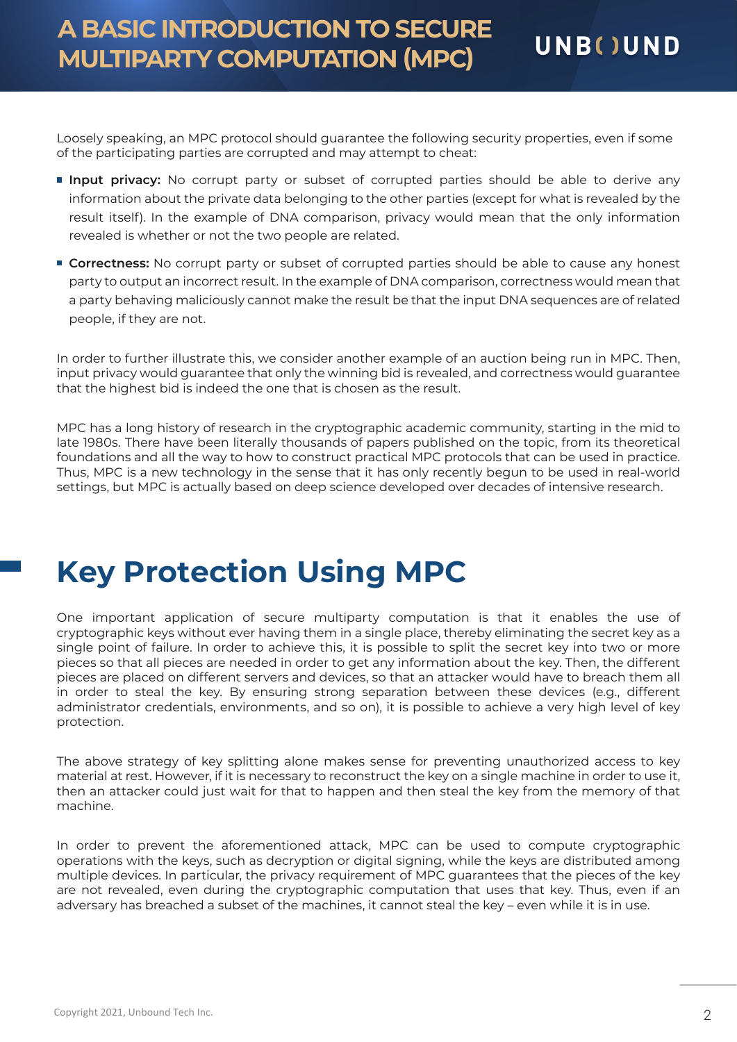Loosely speaking, an MPC protocol should guarantee the following security properties, even if some of the participating parties are corrupted and may attempt to cheat:

- **Input privacy:** No corrupt party or subset of corrupted parties should be able to derive any information about the private data belonging to the other parties (except for what is revealed by the result itself). In the example of DNA comparison, privacy would mean that the only information revealed is whether or not the two people are related.
- **Correctness:** No corrupt party or subset of corrupted parties should be able to cause any honest party to output an incorrect result. In the example of DNA comparison, correctness would mean that a party behaving maliciously cannot make the result be that the input DNA sequences are of related people, if they are not.

In order to further illustrate this, we consider another example of an auction being run in MPC. Then, input privacy would guarantee that only the winning bid is revealed, and correctness would guarantee that the highest bid is indeed the one that is chosen as the result.

MPC has a long history of research in the cryptographic academic community, starting in the mid to late 1980s. There have been literally thousands of papers published on the topic, from its theoretical foundations and all the way to how to construct practical MPC protocols that can be used in practice. Thus, MPC is a new technology in the sense that it has only recently begun to be used in real-world settings, but MPC is actually based on deep science developed over decades of intensive research.

# Key Protection Using MPC

One important application of secure multiparty computation is that it enables the use of cryptographic keys without ever having them in a single place, thereby eliminating the secret key as a single point of failure. In order to achieve this, it is possible to split the secret key into two or more pieces so that all pieces are needed in order to get any information about the key. Then, the different pieces are placed on different servers and devices, so that an attacker would have to breach them all in order to steal the key. By ensuring strong separation between these devices (e.g., different administrator credentials, environments, and so on), it is possible to achieve a very high level of key protection.

The above strategy of key splitting alone makes sense for preventing unauthorized access to key material at rest. However, if it is necessary to reconstruct the key on a single machine in order to use it, then an attacker could just wait for that to happen and then steal the key from the memory of that machine.

In order to prevent the aforementioned attack, MPC can be used to compute cryptographic operations with the keys, such as decryption or digital signing, while the keys are distributed among multiple devices. In particular, the privacy requirement of MPC guarantees that the pieces of the key are not revealed, even during the cryptographic computation that uses that key. Thus, even if an adversary has breached a subset of the machines, it cannot steal the key – even while it is in use.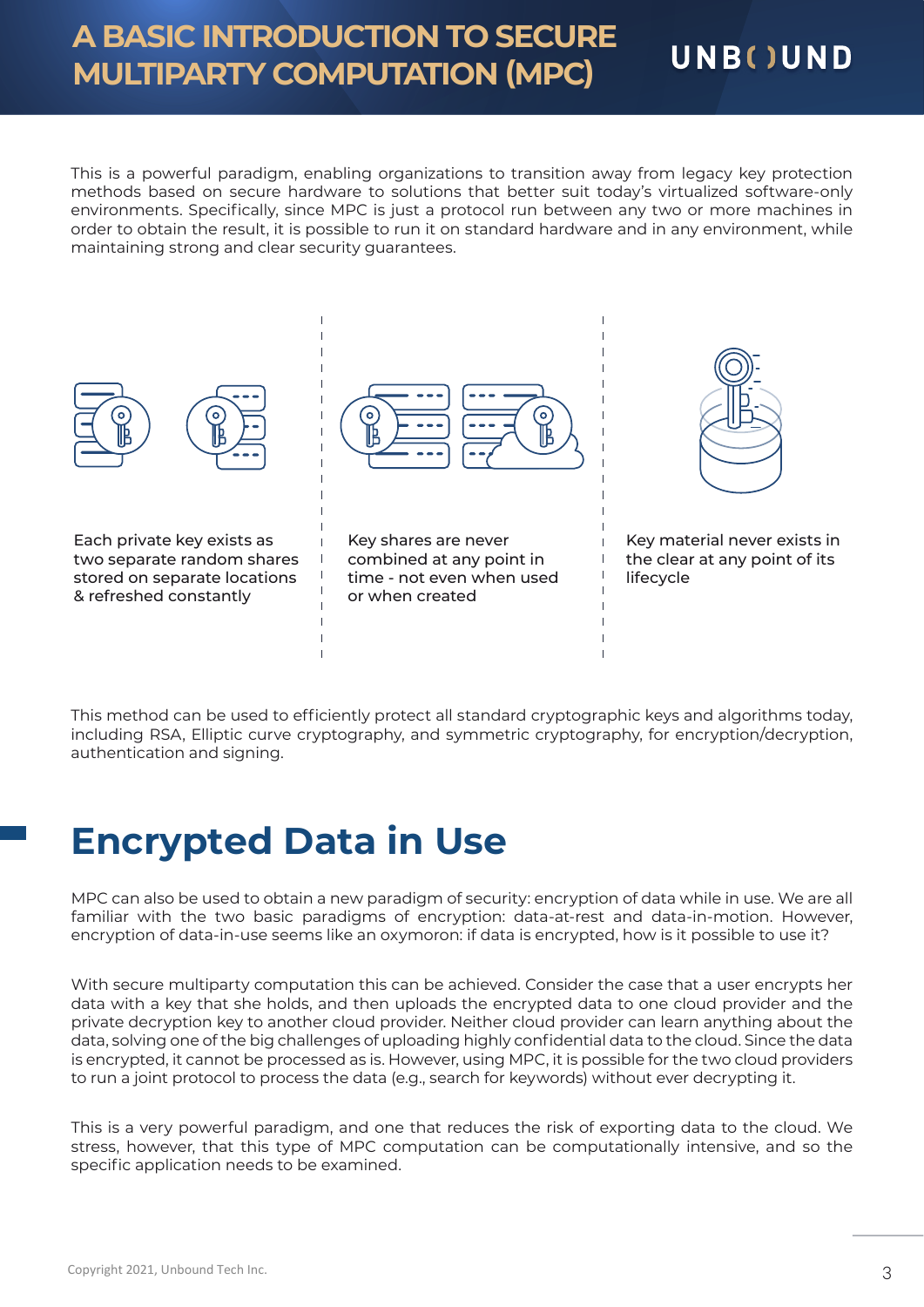This is a powerful paradigm, enabling organizations to transition away from legacy key protection methods based on secure hardware to solutions that better suit today's virtualized software-only environments. Specifically, since MPC is just a protocol run between any two or more machines in order to obtain the result, it is possible to run it on standard hardware and in any environment, while maintaining strong and clear security guarantees.

Each private key exists as two separate random shares stored on separate locations & refreshed constantly

Key shares are never combined at any point in time - not even when used or when created

Key material never exists in the clear at any point of its lifecycle

This method can be used to efficiently protect all standard cryptographic keys and algorithms today, including RSA, Elliptic curve cryptography, and symmetric cryptography, for encryption/decryption, authentication and signing.

## Encrypted Data in Use

MPC can also be used to obtain a new paradigm of security: encryption of data while in use. We are all familiar with the two basic paradigms of encryption: data-at-rest and data-in-motion. However, encryption of data-in-use seems like an oxymoron: if data is encrypted, how is it possible to use it?

With secure multiparty computation this can be achieved. Consider the case that a user encrypts her data with a key that she holds, and then uploads the encrypted data to one cloud provider and the private decryption key to another cloud provider. Neither cloud provider can learn anything about the data, solving one of the big challenges of uploading highly confidential data to the cloud. Since the data is encrypted, it cannot be processed as is. However, using MPC, it is possible for the two cloud providers to run a joint protocol to process the data (e.g., search for keywords) without ever decrypting it.

This is a very powerful paradigm, and one that reduces the risk of exporting data to the cloud. We stress, however, that this type of MPC computation can be computationally intensive, and so the specific application needs to be examined.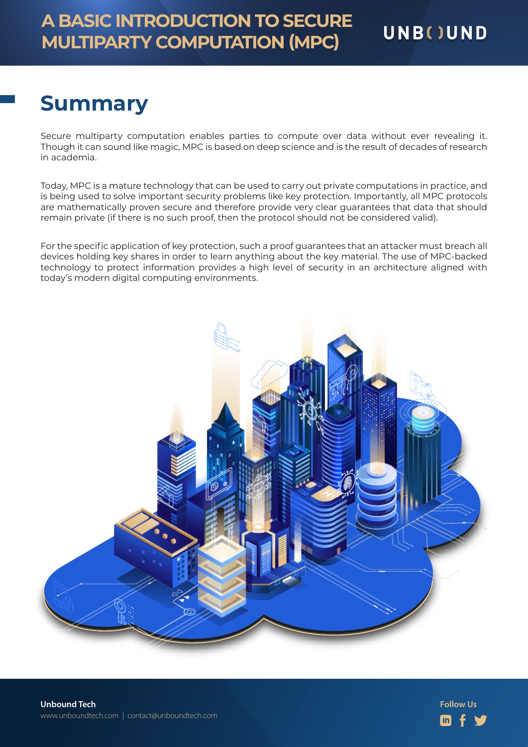## Summary

Secure multiparty computation enables parties to compute over data without ever revealing it. Though it can sound like magic, MPC is based on deep science and is the result of decades of research in academia.

Today, MPC is a mature technology that can be used to carry out private computations in practice, and is being used to solve important security problems like key protection. Importantly, all MPC protocols are mathematically proven secure and therefore provide very clear guarantees that data that should remain private (if there is no such proof, then the protocol should not be considered valid).

For the specific application of key protection, such a proof guarantees that an attacker must breach all devices holding key shares in order to learn anything about the key material. The use of MPC-backed technology to protect information provides a high level of security in an architecture aligned with today's modern digital computing environments.

**Unbound Tech**
www.unboundtech.com | contact@unboundtech.com

Follow Us